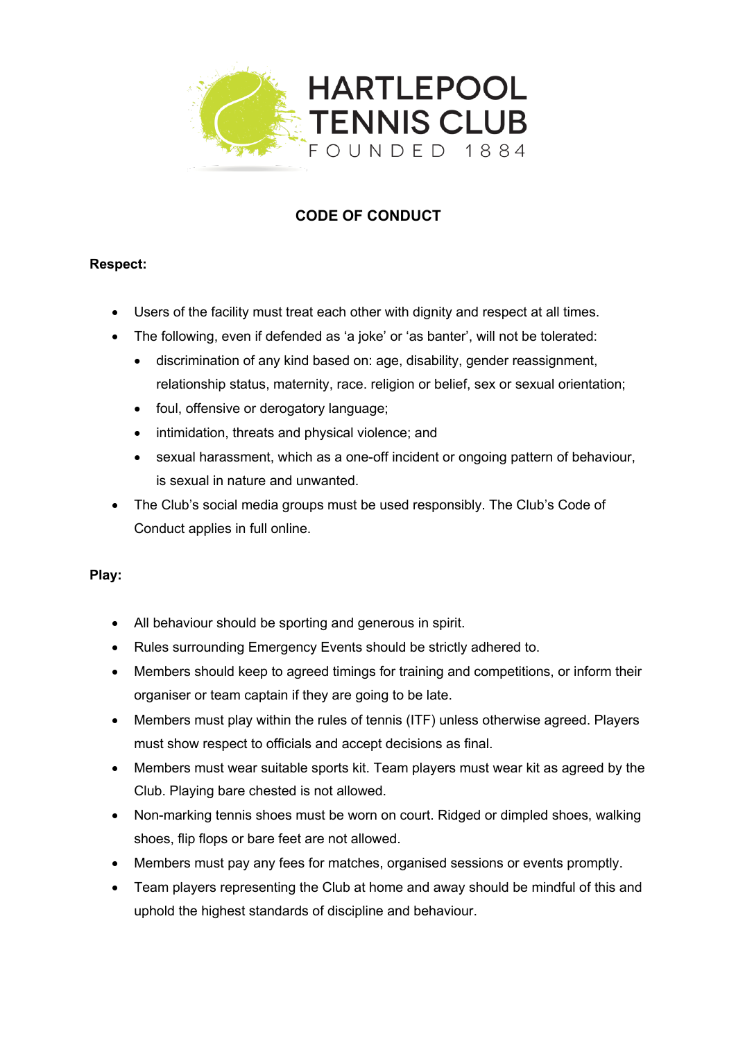# HARTLEPOOL TENNIS CLUB

FOUNDED 1884

## CODE OF CONDUCT

**Respect:**

- Users of the facility must treat each other with dignity and respect at all times.
- The following, even if defended as 'a joke' or 'as banter', will not be tolerated:
  - discrimination of any kind based on: age, disability, gender reassignment, relationship status, maternity, race. religion or belief, sex or sexual orientation;
  - foul, offensive or derogatory language;
  - intimidation, threats and physical violence; and
  - sexual harassment, which as a one-off incident or ongoing pattern of behaviour, is sexual in nature and unwanted.
- The Club's social media groups must be used responsibly. The Club's Code of Conduct applies in full online.

**Play:**

- All behaviour should be sporting and generous in spirit.
- Rules surrounding Emergency Events should be strictly adhered to.
- Members should keep to agreed timings for training and competitions, or inform their organiser or team captain if they are going to be late.
- Members must play within the rules of tennis (ITF) unless otherwise agreed. Players must show respect to officials and accept decisions as final.
- Members must wear suitable sports kit. Team players must wear kit as agreed by the Club. Playing bare chested is not allowed.
- Non-marking tennis shoes must be worn on court. Ridged or dimpled shoes, walking shoes, flip flops or bare feet are not allowed.
- Members must pay any fees for matches, organised sessions or events promptly.
- Team players representing the Club at home and away should be mindful of this and uphold the highest standards of discipline and behaviour.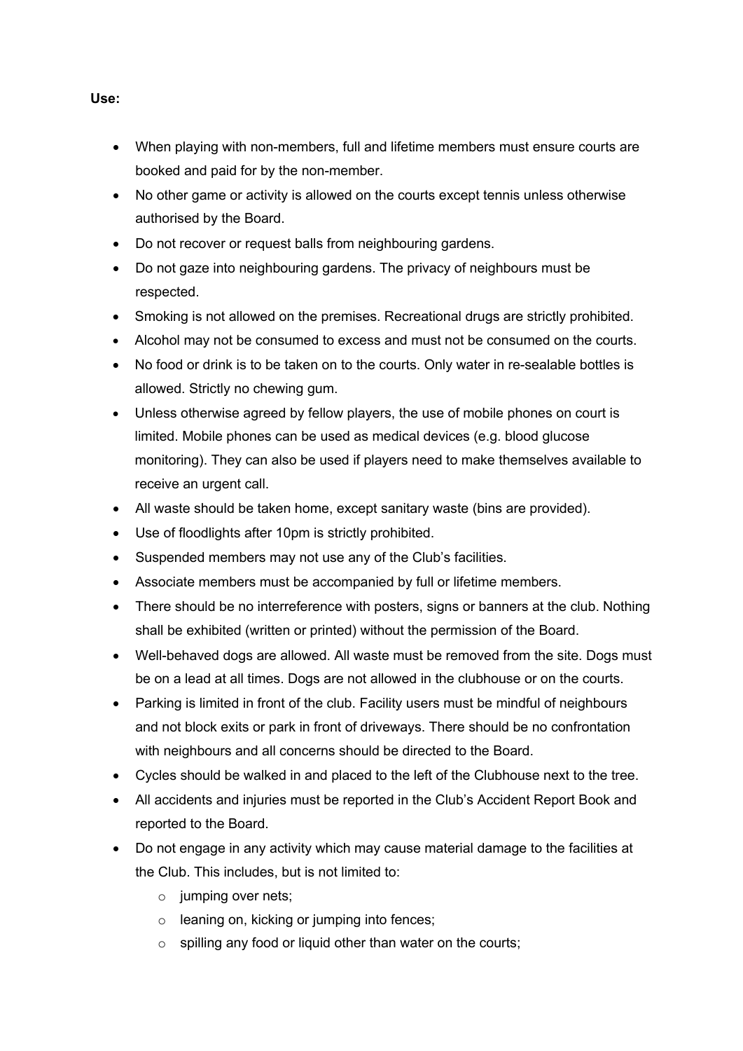**Use:**

- When playing with non-members, full and lifetime members must ensure courts are booked and paid for by the non-member.
- No other game or activity is allowed on the courts except tennis unless otherwise authorised by the Board.
- Do not recover or request balls from neighbouring gardens.
- Do not gaze into neighbouring gardens. The privacy of neighbours must be respected.
- Smoking is not allowed on the premises. Recreational drugs are strictly prohibited.
- Alcohol may not be consumed to excess and must not be consumed on the courts.
- No food or drink is to be taken on to the courts. Only water in re-sealable bottles is allowed. Strictly no chewing gum.
- Unless otherwise agreed by fellow players, the use of mobile phones on court is limited. Mobile phones can be used as medical devices (e.g. blood glucose monitoring). They can also be used if players need to make themselves available to receive an urgent call.
- All waste should be taken home, except sanitary waste (bins are provided).
- Use of floodlights after 10pm is strictly prohibited.
- Suspended members may not use any of the Club's facilities.
- Associate members must be accompanied by full or lifetime members.
- There should be no interreference with posters, signs or banners at the club. Nothing shall be exhibited (written or printed) without the permission of the Board.
- Well-behaved dogs are allowed. All waste must be removed from the site. Dogs must be on a lead at all times. Dogs are not allowed in the clubhouse or on the courts.
- Parking is limited in front of the club. Facility users must be mindful of neighbours and not block exits or park in front of driveways. There should be no confrontation with neighbours and all concerns should be directed to the Board.
- Cycles should be walked in and placed to the left of the Clubhouse next to the tree.
- All accidents and injuries must be reported in the Club's Accident Report Book and reported to the Board.
- Do not engage in any activity which may cause material damage to the facilities at the Club. This includes, but is not limited to:
  - jumping over nets;
  - leaning on, kicking or jumping into fences;
  - spilling any food or liquid other than water on the courts;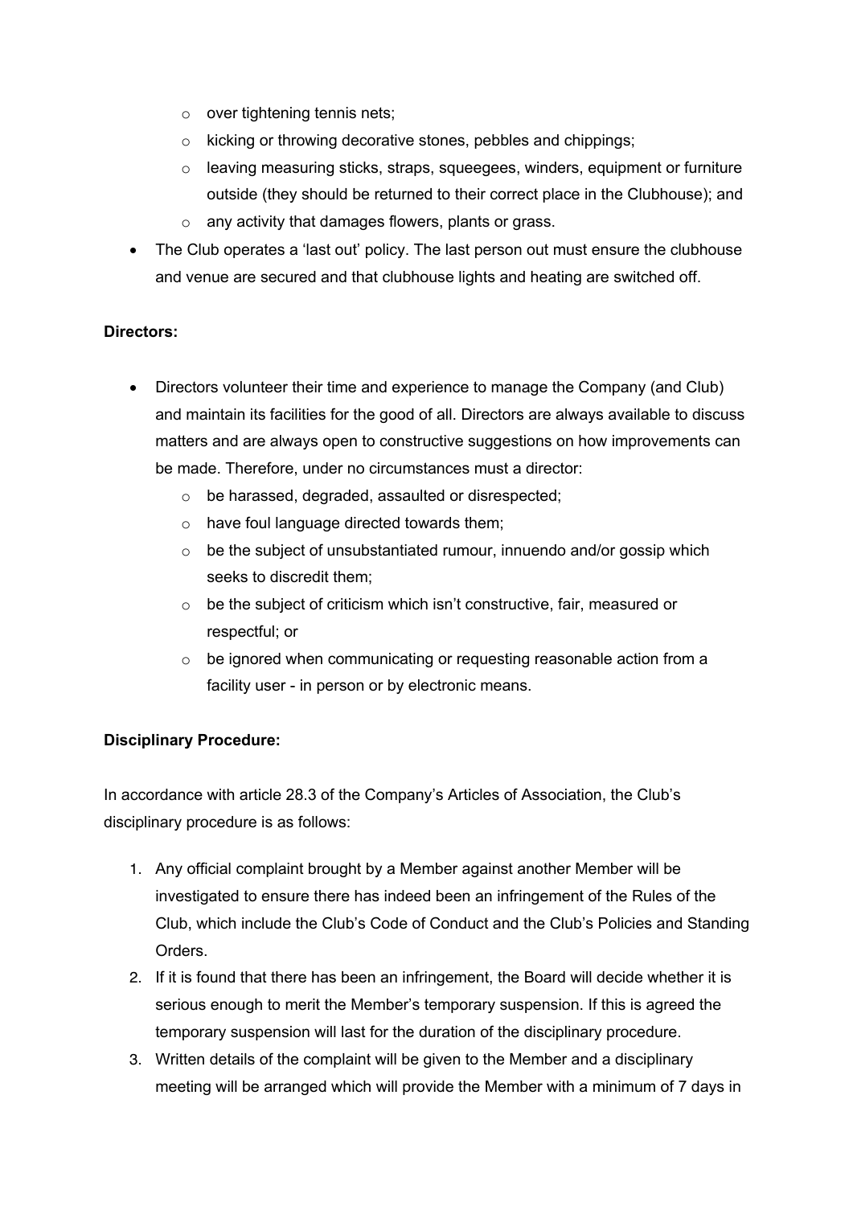- over tightening tennis nets;
  - kicking or throwing decorative stones, pebbles and chippings;
  - leaving measuring sticks, straps, squeegees, winders, equipment or furniture outside (they should be returned to their correct place in the Clubhouse); and
  - any activity that damages flowers, plants or grass.
- The Club operates a 'last out' policy. The last person out must ensure the clubhouse and venue are secured and that clubhouse lights and heating are switched off.

**Directors:**

- Directors volunteer their time and experience to manage the Company (and Club) and maintain its facilities for the good of all. Directors are always available to discuss matters and are always open to constructive suggestions on how improvements can be made. Therefore, under no circumstances must a director:
  - be harassed, degraded, assaulted or disrespected;
  - have foul language directed towards them;
  - be the subject of unsubstantiated rumour, innuendo and/or gossip which seeks to discredit them;
  - be the subject of criticism which isn't constructive, fair, measured or respectful; or
  - be ignored when communicating or requesting reasonable action from a facility user - in person or by electronic means.

**Disciplinary Procedure:**

In accordance with article 28.3 of the Company's Articles of Association, the Club's disciplinary procedure is as follows:

1. Any official complaint brought by a Member against another Member will be investigated to ensure there has indeed been an infringement of the Rules of the Club, which include the Club's Code of Conduct and the Club's Policies and Standing Orders.
2. If it is found that there has been an infringement, the Board will decide whether it is serious enough to merit the Member's temporary suspension. If this is agreed the temporary suspension will last for the duration of the disciplinary procedure.
3. Written details of the complaint will be given to the Member and a disciplinary meeting will be arranged which will provide the Member with a minimum of 7 days in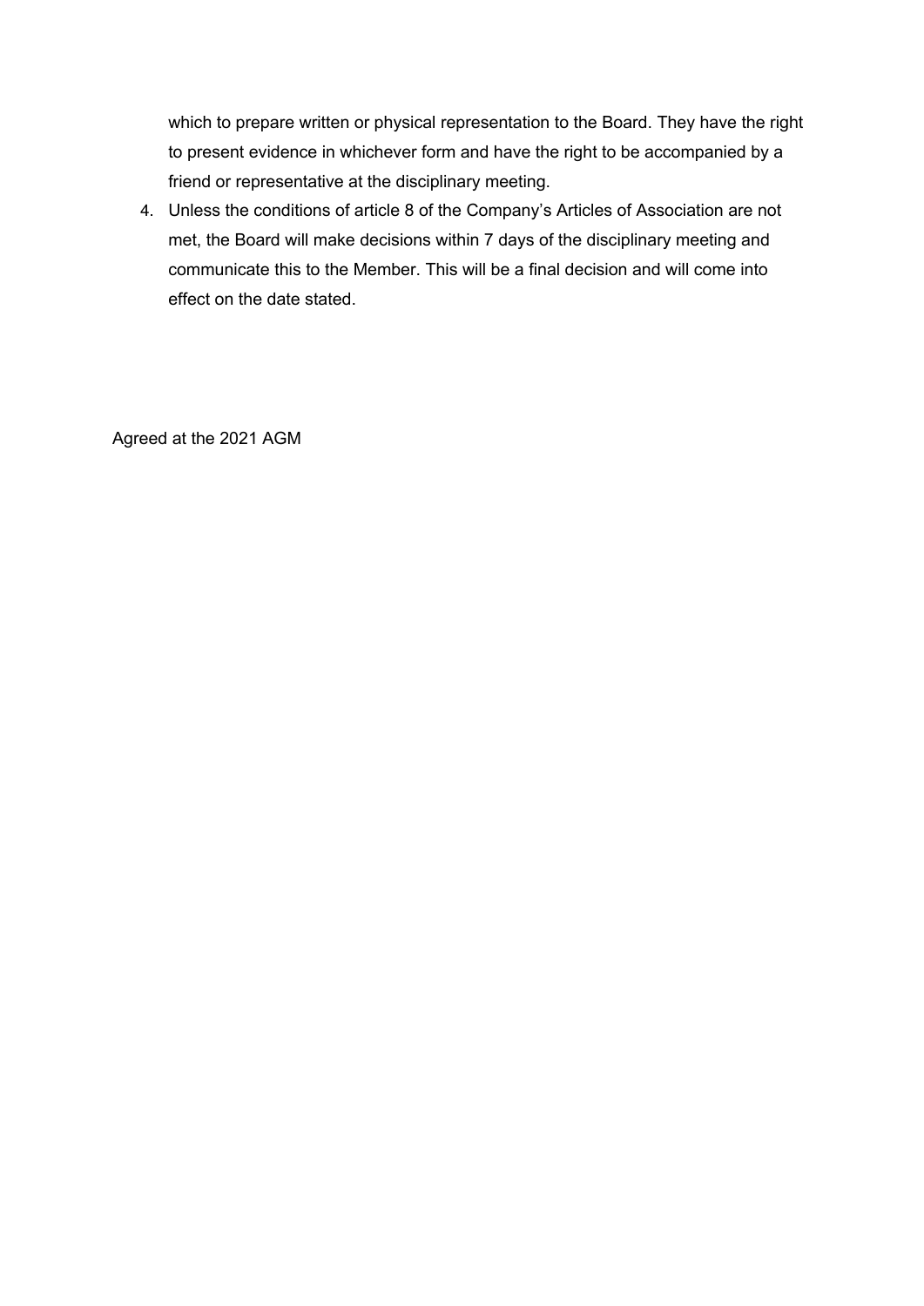which to prepare written or physical representation to the Board. They have the right to present evidence in whichever form and have the right to be accompanied by a friend or representative at the disciplinary meeting.

4. Unless the conditions of article 8 of the Company's Articles of Association are not met, the Board will make decisions within 7 days of the disciplinary meeting and communicate this to the Member. This will be a final decision and will come into effect on the date stated.

Agreed at the 2021 AGM